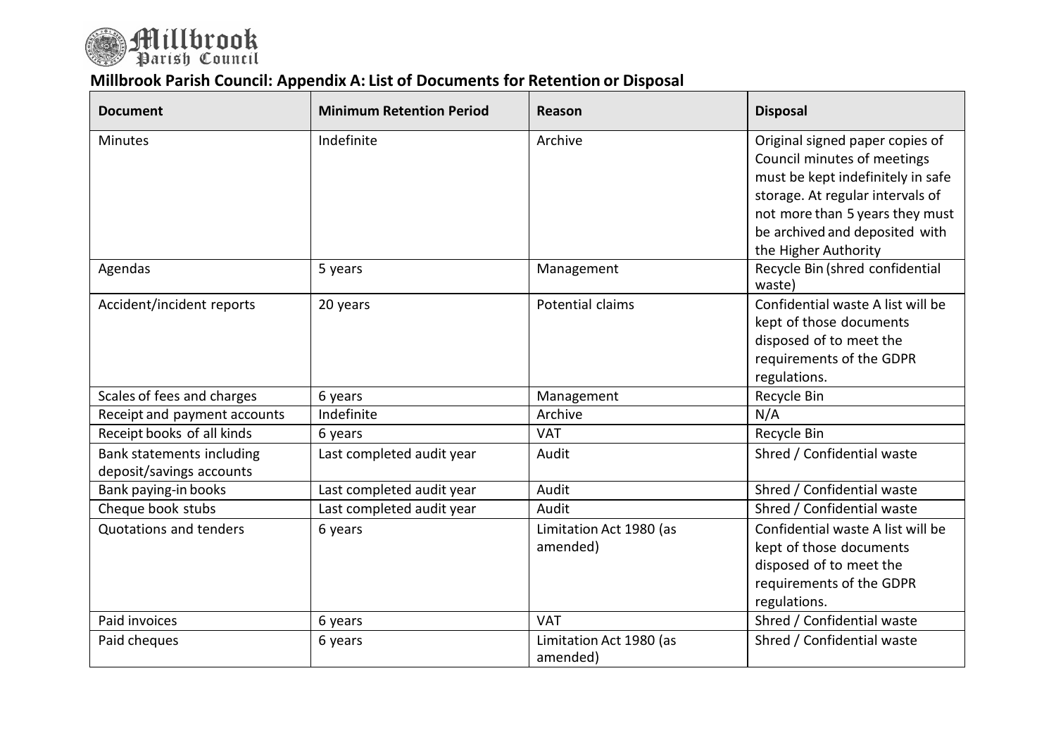Millbrook Parish Council

## Millbrook Parish Council: Appendix A: List of Documents for Retention or Disposal

| Document | Minimum Retention Period | Reason | Disposal |
|---|---|---|---|
| Minutes | Indefinite | Archive | Original signed paper copies of Council minutes of meetings must be kept indefinitely in safe storage. At regular intervals of not more than 5 years they must be archived and deposited with the Higher Authority |
| Agendas | 5 years | Management | Recycle Bin (shred confidential waste) |
| Accident/incident reports | 20 years | Potential claims | Confidential waste A list will be kept of those documents disposed of to meet the requirements of the GDPR regulations. |
| Scales of fees and charges | 6 years | Management | Recycle Bin |
| Receipt and payment accounts | Indefinite | Archive | N/A |
| Receipt books of all kinds | 6 years | VAT | Recycle Bin |
| Bank statements including deposit/savings accounts | Last completed audit year | Audit | Shred / Confidential waste |
| Bank paying-in books | Last completed audit year | Audit | Shred / Confidential waste |
| Cheque book stubs | Last completed audit year | Audit | Shred / Confidential waste |
| Quotations and tenders | 6 years | Limitation Act 1980 (as amended) | Confidential waste A list will be kept of those documents disposed of to meet the requirements of the GDPR regulations. |
| Paid invoices | 6 years | VAT | Shred / Confidential waste |
| Paid cheques | 6 years | Limitation Act 1980 (as amended) | Shred / Confidential waste |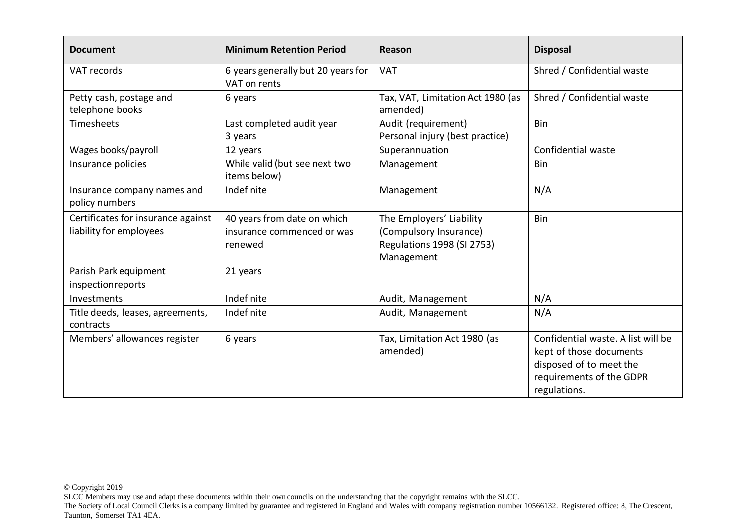| Document | Minimum Retention Period | Reason | Disposal |
|---|---|---|---|
| VAT records | 6 years generally but 20 years for VAT on rents | VAT | Shred / Confidential waste |
| Petty cash, postage and telephone books | 6 years | Tax, VAT, Limitation Act 1980 (as amended) | Shred / Confidential waste |
| Timesheets | Last completed audit year 3 years | Audit (requirement) Personal injury (best practice) | Bin |
| Wages books/payroll | 12 years | Superannuation | Confidential waste |
| Insurance policies | While valid (but see next two items below) | Management | Bin |
| Insurance company names and policy numbers | Indefinite | Management | N/A |
| Certificates for insurance against liability for employees | 40 years from date on which insurance commenced or was renewed | The Employers' Liability (Compulsory Insurance) Regulations 1998 (SI 2753) Management | Bin |
| Parish Park equipment inspectionreports | 21 years | | |
| Investments | Indefinite | Audit, Management | N/A |
| Title deeds, leases, agreements, contracts | Indefinite | Audit, Management | N/A |
| Members' allowances register | 6 years | Tax, Limitation Act 1980 (as amended) | Confidential waste. A list will be kept of those documents disposed of to meet the requirements of the GDPR regulations. |

© Copyright 2019
SLCC Members may use and adapt these documents within their own councils on the understanding that the copyright remains with the SLCC.
The Society of Local Council Clerks is a company limited by guarantee and registered in England and Wales with company registration number 10566132. Registered office: 8, The Crescent, Taunton, Somerset TA1 4EA.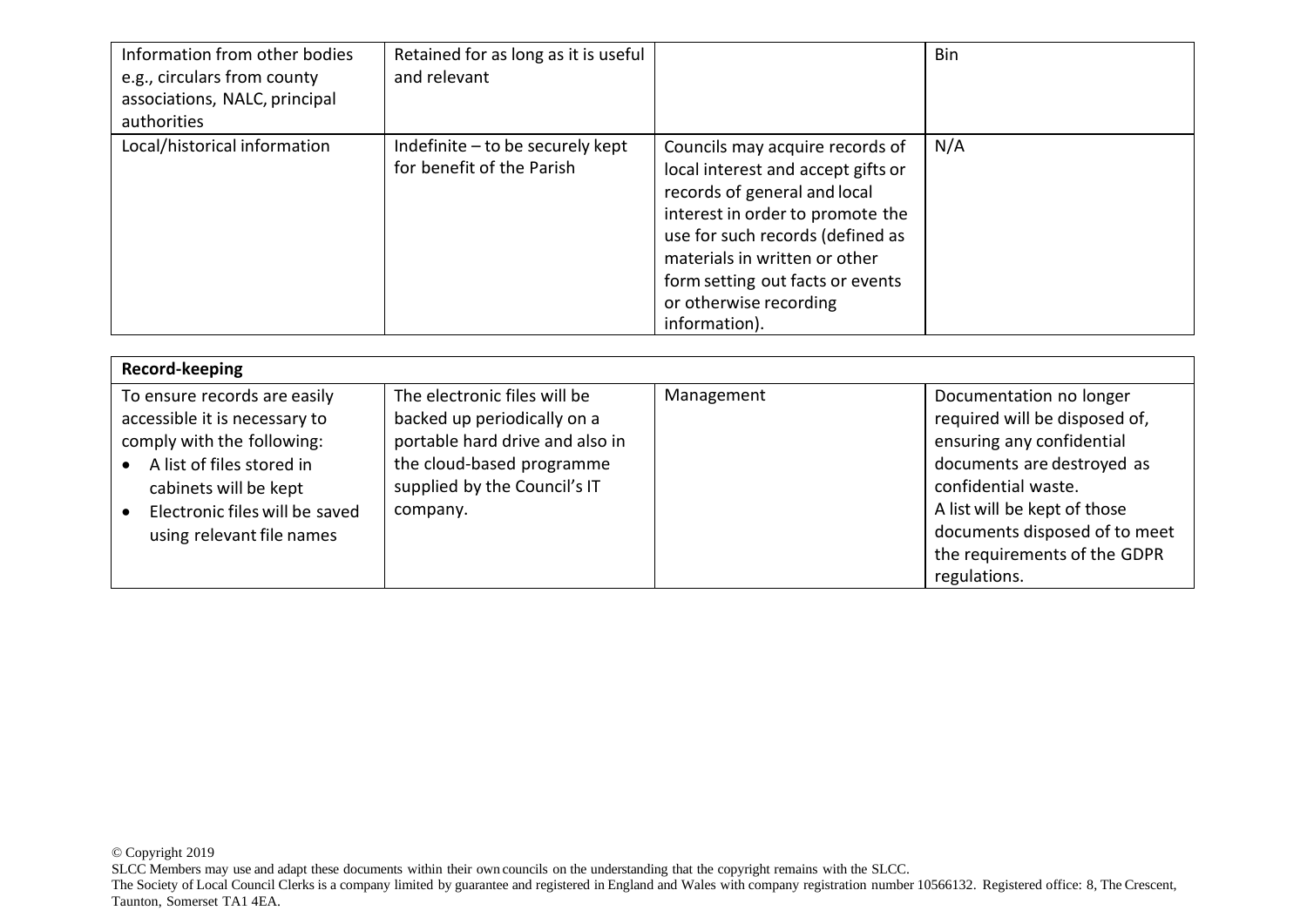| | | | |
|---|---|---|---|
| Information from other bodies e.g., circulars from county associations, NALC, principal authorities | Retained for as long as it is useful and relevant | | Bin |
| Local/historical information | Indefinite – to be securely kept for benefit of the Parish | Councils may acquire records of local interest and accept gifts or records of general and local interest in order to promote the use for such records (defined as materials in written or other form setting out facts or events or otherwise recording information). | N/A |

| **Record-keeping** | | | |
|---|---|---|---|
| To ensure records are easily accessible it is necessary to comply with the following:<br>• A list of files stored in cabinets will be kept<br>• Electronic files will be saved using relevant file names | The electronic files will be backed up periodically on a portable hard drive and also in the cloud-based programme supplied by the Council's IT company. | Management | Documentation no longer required will be disposed of, ensuring any confidential documents are destroyed as confidential waste.<br>A list will be kept of those documents disposed of to meet the requirements of the GDPR regulations. |

© Copyright 2019
SLCC Members may use and adapt these documents within their own councils on the understanding that the copyright remains with the SLCC.
The Society of Local Council Clerks is a company limited by guarantee and registered in England and Wales with company registration number 10566132. Registered office: 8, The Crescent, Taunton, Somerset TA1 4EA.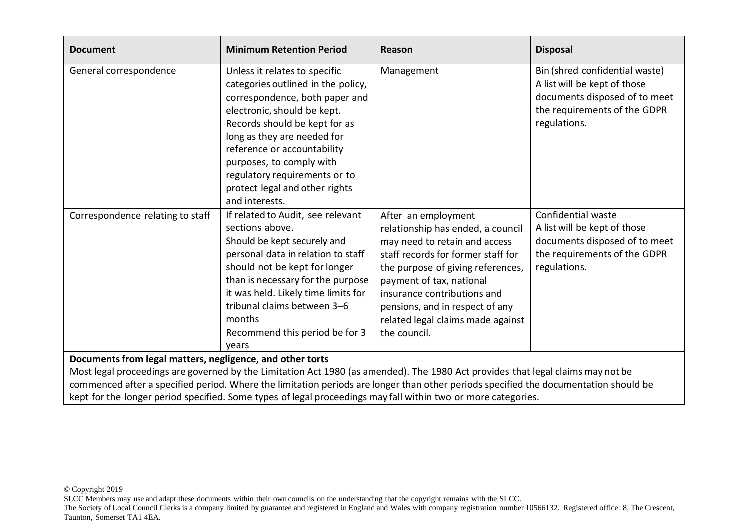| Document | Minimum Retention Period | Reason | Disposal |
| --- | --- | --- | --- |
| General correspondence | Unless it relates to specific categories outlined in the policy, correspondence, both paper and electronic, should be kept. Records should be kept for as long as they are needed for reference or accountability purposes, to comply with regulatory requirements or to protect legal and other rights and interests. | Management | Bin (shred confidential waste) A list will be kept of those documents disposed of to meet the requirements of the GDPR regulations. |
| Correspondence relating to staff | If related to Audit, see relevant sections above. Should be kept securely and personal data in relation to staff should not be kept for longer than is necessary for the purpose it was held. Likely time limits for tribunal claims between 3–6 months Recommend this period be for 3 years | After an employment relationship has ended, a council may need to retain and access staff records for former staff for the purpose of giving references, payment of tax, national insurance contributions and pensions, and in respect of any related legal claims made against the council. | Confidential waste A list will be kept of those documents disposed of to meet the requirements of the GDPR regulations. |
| **Documents from legal matters, negligence, and other torts** Most legal proceedings are governed by the Limitation Act 1980 (as amended). The 1980 Act provides that legal claims may not be commenced after a specified period. Where the limitation periods are longer than other periods specified the documentation should be kept for the longer period specified. Some types of legal proceedings may fall within two or more categories. | | | |

© Copyright 2019
SLCC Members may use and adapt these documents within their own councils on the understanding that the copyright remains with the SLCC.
The Society of Local Council Clerks is a company limited by guarantee and registered in England and Wales with company registration number 10566132. Registered office: 8, The Crescent, Taunton, Somerset TA1 4EA.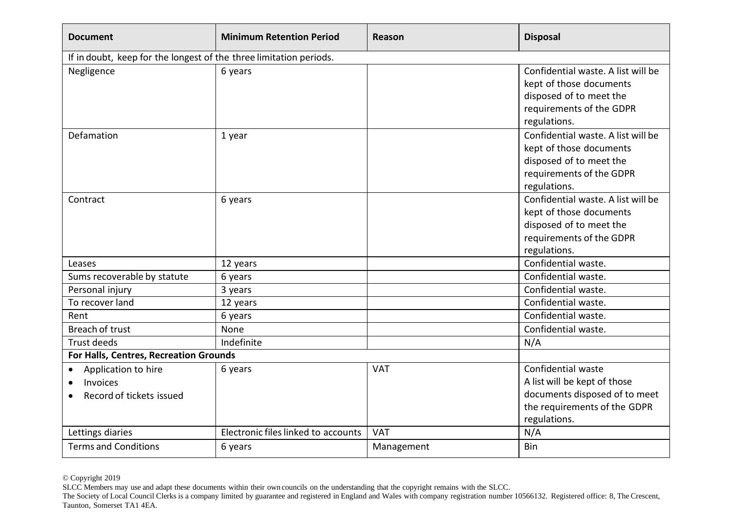| Document | Minimum Retention Period | Reason | Disposal |
|---|---|---|---|
| If in doubt, keep for the longest of the three limitation periods. | | | |
| Negligence | 6 years | | Confidential waste. A list will be kept of those documents disposed of to meet the requirements of the GDPR regulations. |
| Defamation | 1 year | | Confidential waste. A list will be kept of those documents disposed of to meet the requirements of the GDPR regulations. |
| Contract | 6 years | | Confidential waste. A list will be kept of those documents disposed of to meet the requirements of the GDPR regulations. |
| Leases | 12 years | | Confidential waste. |
| Sums recoverable by statute | 6 years | | Confidential waste. |
| Personal injury | 3 years | | Confidential waste. |
| To recover land | 12 years | | Confidential waste. |
| Rent | 6 years | | Confidential waste. |
| Breach of trust | None | | Confidential waste. |
| Trust deeds | Indefinite | | N/A |
| **For Halls, Centres, Recreation Grounds** | | | |
| • Application to hire<br>• Invoices<br>• Record of tickets issued | 6 years | VAT | Confidential waste<br>A list will be kept of those documents disposed of to meet the requirements of the GDPR regulations. |
| Lettings diaries | Electronic files linked to accounts | VAT | N/A |
| Terms and Conditions | 6 years | Management | Bin |

© Copyright 2019
SLCC Members may use and adapt these documents within their own councils on the understanding that the copyright remains with the SLCC.
The Society of Local Council Clerks is a company limited by guarantee and registered in England and Wales with company registration number 10566132. Registered office: 8, The Crescent, Taunton, Somerset TA1 4EA.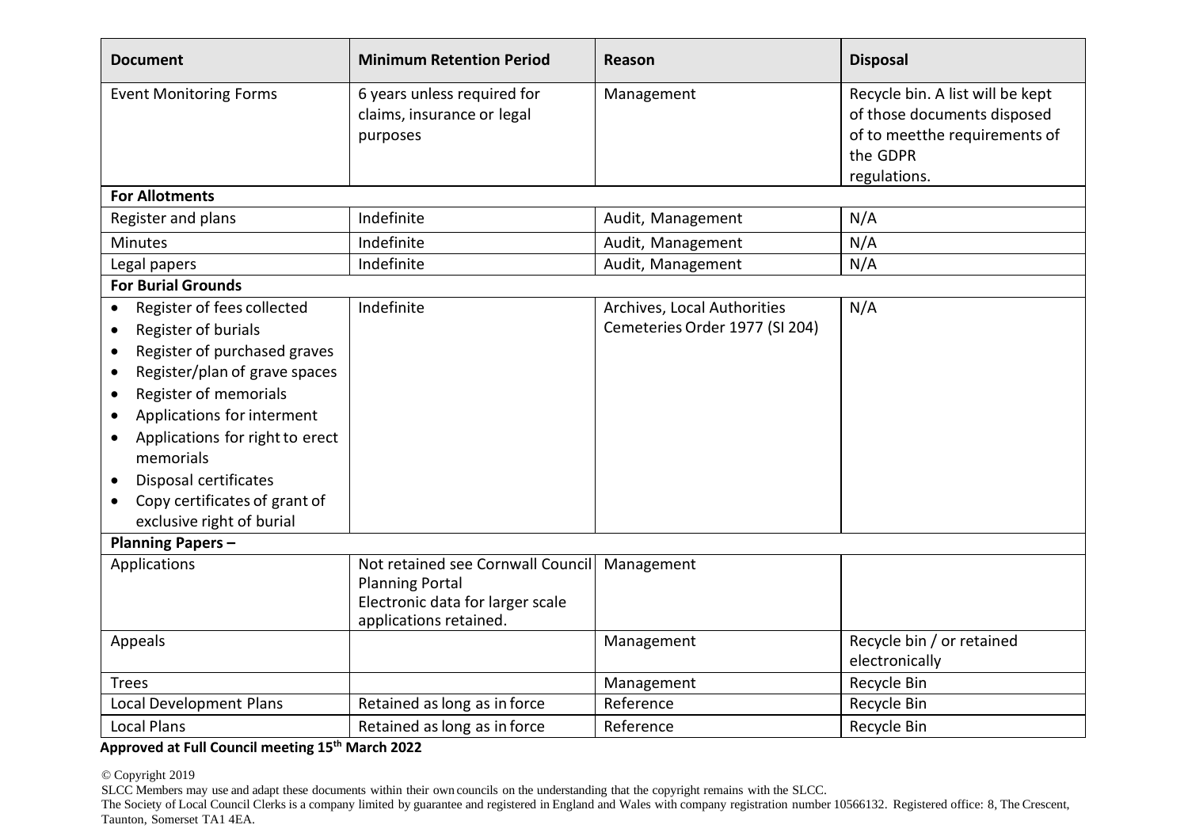| Document | Minimum Retention Period | Reason | Disposal |
|---|---|---|---|
| Event Monitoring Forms | 6 years unless required for claims, insurance or legal purposes | Management | Recycle bin. A list will be kept of those documents disposed of to meetthe requirements of the GDPR regulations. |
| **For Allotments** | | | |
| Register and plans | Indefinite | Audit, Management | N/A |
| Minutes | Indefinite | Audit, Management | N/A |
| Legal papers | Indefinite | Audit, Management | N/A |
| **For Burial Grounds** | | | |
| • Register of fees collected<br>• Register of burials<br>• Register of purchased graves<br>• Register/plan of grave spaces<br>• Register of memorials<br>• Applications for interment<br>• Applications for right to erect memorials<br>• Disposal certificates<br>• Copy certificates of grant of exclusive right of burial | Indefinite | Archives, Local Authorities Cemeteries Order 1977 (SI 204) | N/A |
| **Planning Papers –** | | | |
| Applications | Not retained see Cornwall Council Planning Portal<br>Electronic data for larger scale applications retained. | Management | |
| Appeals | | Management | Recycle bin / or retained electronically |
| Trees | | Management | Recycle Bin |
| Local Development Plans | Retained as long as in force | Reference | Recycle Bin |
| Local Plans | Retained as long as in force | Reference | Recycle Bin |

**Approved at Full Council meeting 15th March 2022**

© Copyright 2019

SLCC Members may use and adapt these documents within their own councils on the understanding that the copyright remains with the SLCC.

The Society of Local Council Clerks is a company limited by guarantee and registered in England and Wales with company registration number 10566132. Registered office: 8, The Crescent, Taunton, Somerset TA1 4EA.